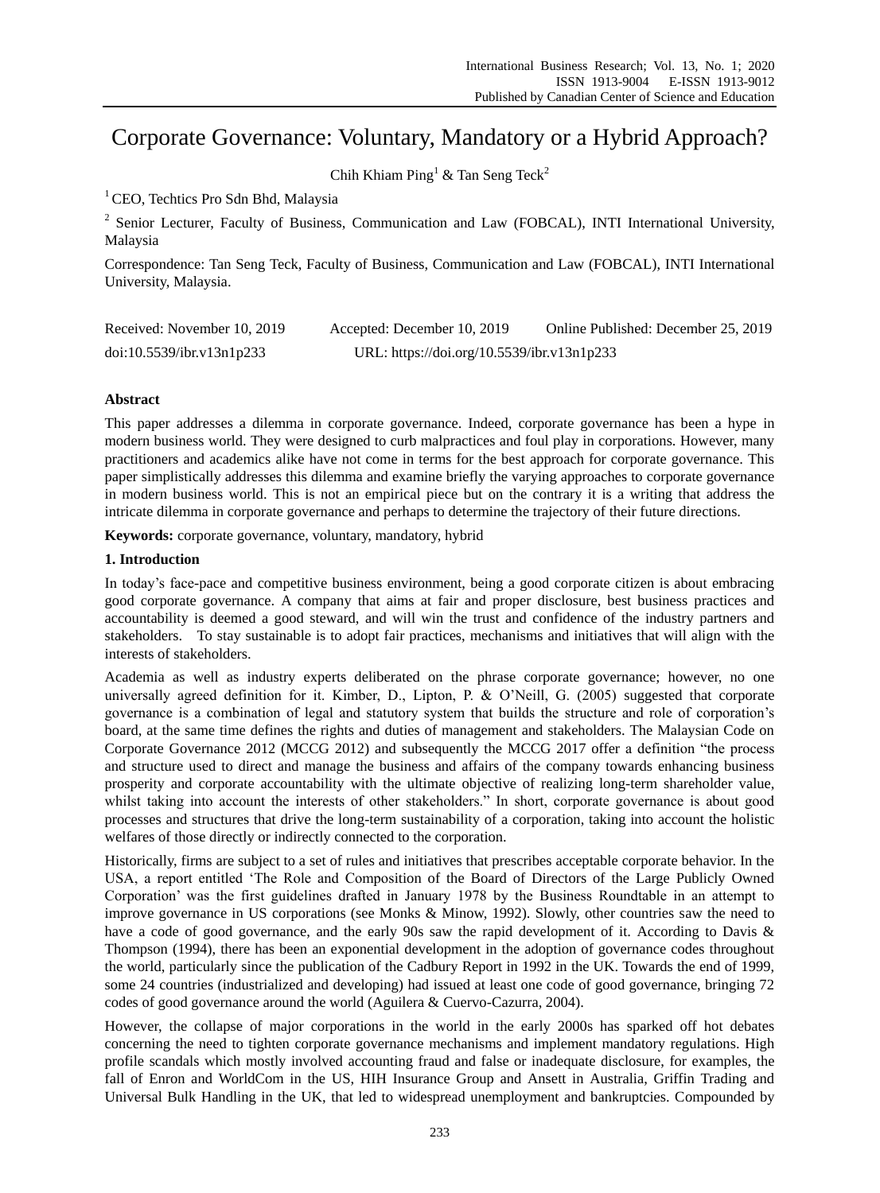# Corporate Governance: Voluntary, Mandatory or a Hybrid Approach?

Chih Khiam Ping[1] & Tan Seng Teck[2]

[1] CEO, Techtics Pro Sdn Bhd, Malaysia

[2] Senior Lecturer, Faculty of Business, Communication and Law (FOBCAL), INTI International University, Malaysia

Correspondence: Tan Seng Teck, Faculty of Business, Communication and Law (FOBCAL), INTI International University, Malaysia.

Received: November 10, 2019 Accepted: December 10, 2019 Online Published: December 25, 2019

doi:10.5539/ibr.v13n1p233 URL: https://doi.org/10.5539/ibr.v13n1p233

## Abstract

This paper addresses a dilemma in corporate governance. Indeed, corporate governance has been a hype in modern business world. They were designed to curb malpractices and foul play in corporations. However, many practitioners and academics alike have not come in terms for the best approach for corporate governance. This paper simplistically addresses this dilemma and examine briefly the varying approaches to corporate governance in modern business world. This is not an empirical piece but on the contrary it is a writing that address the intricate dilemma in corporate governance and perhaps to determine the trajectory of their future directions.

**Keywords:** corporate governance, voluntary, mandatory, hybrid

## 1. Introduction

In today's face-pace and competitive business environment, being a good corporate citizen is about embracing good corporate governance. A company that aims at fair and proper disclosure, best business practices and accountability is deemed a good steward, and will win the trust and confidence of the industry partners and stakeholders. To stay sustainable is to adopt fair practices, mechanisms and initiatives that will align with the interests of stakeholders.

Academia as well as industry experts deliberated on the phrase corporate governance; however, no one universally agreed definition for it. Kimber, D., Lipton, P. & O'Neill, G. (2005) suggested that corporate governance is a combination of legal and statutory system that builds the structure and role of corporation's board, at the same time defines the rights and duties of management and stakeholders. The Malaysian Code on Corporate Governance 2012 (MCCG 2012) and subsequently the MCCG 2017 offer a definition "the process and structure used to direct and manage the business and affairs of the company towards enhancing business prosperity and corporate accountability with the ultimate objective of realizing long-term shareholder value, whilst taking into account the interests of other stakeholders." In short, corporate governance is about good processes and structures that drive the long-term sustainability of a corporation, taking into account the holistic welfares of those directly or indirectly connected to the corporation.

Historically, firms are subject to a set of rules and initiatives that prescribes acceptable corporate behavior. In the USA, a report entitled 'The Role and Composition of the Board of Directors of the Large Publicly Owned Corporation' was the first guidelines drafted in January 1978 by the Business Roundtable in an attempt to improve governance in US corporations (see Monks & Minow, 1992). Slowly, other countries saw the need to have a code of good governance, and the early 90s saw the rapid development of it. According to Davis & Thompson (1994), there has been an exponential development in the adoption of governance codes throughout the world, particularly since the publication of the Cadbury Report in 1992 in the UK. Towards the end of 1999, some 24 countries (industrialized and developing) had issued at least one code of good governance, bringing 72 codes of good governance around the world (Aguilera & Cuervo-Cazurra, 2004).

However, the collapse of major corporations in the world in the early 2000s has sparked off hot debates concerning the need to tighten corporate governance mechanisms and implement mandatory regulations. High profile scandals which mostly involved accounting fraud and false or inadequate disclosure, for examples, the fall of Enron and WorldCom in the US, HIH Insurance Group and Ansett in Australia, Griffin Trading and Universal Bulk Handling in the UK, that led to widespread unemployment and bankruptcies. Compounded by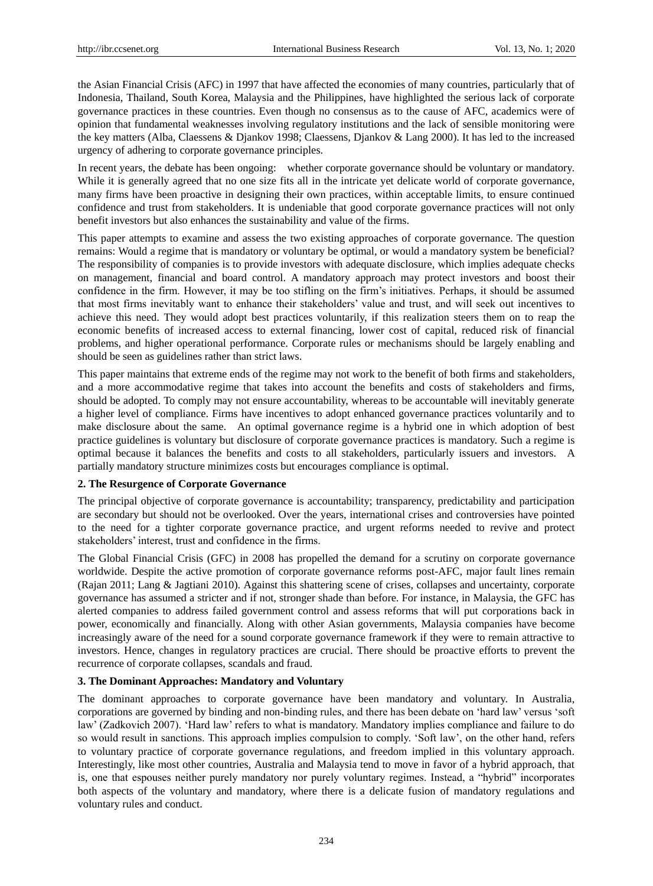the Asian Financial Crisis (AFC) in 1997 that have affected the economies of many countries, particularly that of Indonesia, Thailand, South Korea, Malaysia and the Philippines, have highlighted the serious lack of corporate governance practices in these countries. Even though no consensus as to the cause of AFC, academics were of opinion that fundamental weaknesses involving regulatory institutions and the lack of sensible monitoring were the key matters (Alba, Claessens & Djankov 1998; Claessens, Djankov & Lang 2000). It has led to the increased urgency of adhering to corporate governance principles.

In recent years, the debate has been ongoing: whether corporate governance should be voluntary or mandatory. While it is generally agreed that no one size fits all in the intricate yet delicate world of corporate governance, many firms have been proactive in designing their own practices, within acceptable limits, to ensure continued confidence and trust from stakeholders. It is undeniable that good corporate governance practices will not only benefit investors but also enhances the sustainability and value of the firms.

This paper attempts to examine and assess the two existing approaches of corporate governance. The question remains: Would a regime that is mandatory or voluntary be optimal, or would a mandatory system be beneficial? The responsibility of companies is to provide investors with adequate disclosure, which implies adequate checks on management, financial and board control. A mandatory approach may protect investors and boost their confidence in the firm. However, it may be too stifling on the firm's initiatives. Perhaps, it should be assumed that most firms inevitably want to enhance their stakeholders' value and trust, and will seek out incentives to achieve this need. They would adopt best practices voluntarily, if this realization steers them on to reap the economic benefits of increased access to external financing, lower cost of capital, reduced risk of financial problems, and higher operational performance. Corporate rules or mechanisms should be largely enabling and should be seen as guidelines rather than strict laws.

This paper maintains that extreme ends of the regime may not work to the benefit of both firms and stakeholders, and a more accommodative regime that takes into account the benefits and costs of stakeholders and firms, should be adopted. To comply may not ensure accountability, whereas to be accountable will inevitably generate a higher level of compliance. Firms have incentives to adopt enhanced governance practices voluntarily and to make disclosure about the same. An optimal governance regime is a hybrid one in which adoption of best practice guidelines is voluntary but disclosure of corporate governance practices is mandatory. Such a regime is optimal because it balances the benefits and costs to all stakeholders, particularly issuers and investors. A partially mandatory structure minimizes costs but encourages compliance is optimal.

## 2. The Resurgence of Corporate Governance

The principal objective of corporate governance is accountability; transparency, predictability and participation are secondary but should not be overlooked. Over the years, international crises and controversies have pointed to the need for a tighter corporate governance practice, and urgent reforms needed to revive and protect stakeholders' interest, trust and confidence in the firms.

The Global Financial Crisis (GFC) in 2008 has propelled the demand for a scrutiny on corporate governance worldwide. Despite the active promotion of corporate governance reforms post-AFC, major fault lines remain (Rajan 2011; Lang & Jagtiani 2010). Against this shattering scene of crises, collapses and uncertainty, corporate governance has assumed a stricter and if not, stronger shade than before. For instance, in Malaysia, the GFC has alerted companies to address failed government control and assess reforms that will put corporations back in power, economically and financially. Along with other Asian governments, Malaysia companies have become increasingly aware of the need for a sound corporate governance framework if they were to remain attractive to investors. Hence, changes in regulatory practices are crucial. There should be proactive efforts to prevent the recurrence of corporate collapses, scandals and fraud.

## 3. The Dominant Approaches: Mandatory and Voluntary

The dominant approaches to corporate governance have been mandatory and voluntary. In Australia, corporations are governed by binding and non-binding rules, and there has been debate on 'hard law' versus 'soft law' (Zadkovich 2007). 'Hard law' refers to what is mandatory. Mandatory implies compliance and failure to do so would result in sanctions. This approach implies compulsion to comply. 'Soft law', on the other hand, refers to voluntary practice of corporate governance regulations, and freedom implied in this voluntary approach. Interestingly, like most other countries, Australia and Malaysia tend to move in favor of a hybrid approach, that is, one that espouses neither purely mandatory nor purely voluntary regimes. Instead, a "hybrid" incorporates both aspects of the voluntary and mandatory, where there is a delicate fusion of mandatory regulations and voluntary rules and conduct.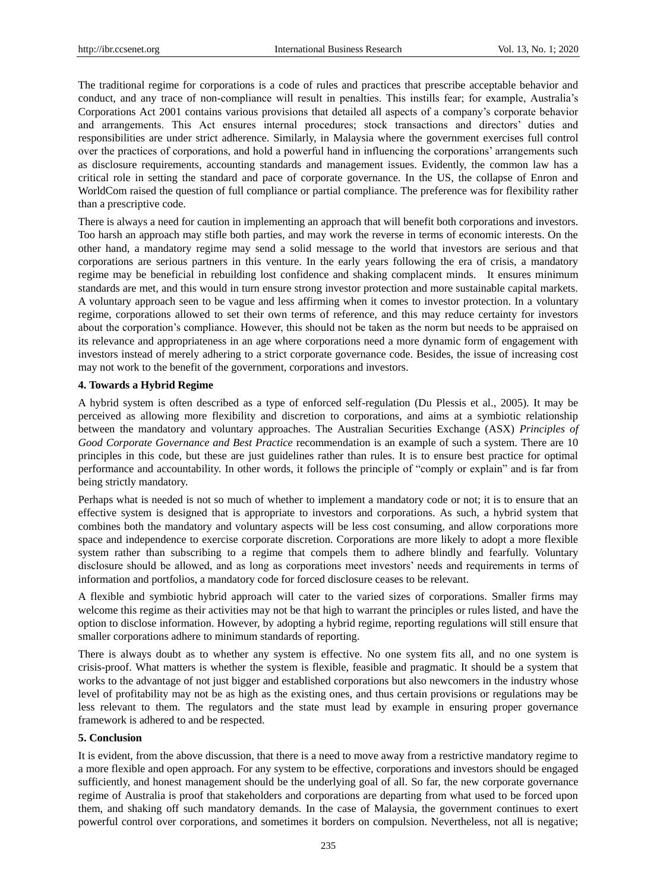The traditional regime for corporations is a code of rules and practices that prescribe acceptable behavior and conduct, and any trace of non-compliance will result in penalties. This instills fear; for example, Australia's Corporations Act 2001 contains various provisions that detailed all aspects of a company's corporate behavior and arrangements. This Act ensures internal procedures; stock transactions and directors' duties and responsibilities are under strict adherence. Similarly, in Malaysia where the government exercises full control over the practices of corporations, and hold a powerful hand in influencing the corporations' arrangements such as disclosure requirements, accounting standards and management issues. Evidently, the common law has a critical role in setting the standard and pace of corporate governance. In the US, the collapse of Enron and WorldCom raised the question of full compliance or partial compliance. The preference was for flexibility rather than a prescriptive code.

There is always a need for caution in implementing an approach that will benefit both corporations and investors. Too harsh an approach may stifle both parties, and may work the reverse in terms of economic interests. On the other hand, a mandatory regime may send a solid message to the world that investors are serious and that corporations are serious partners in this venture. In the early years following the era of crisis, a mandatory regime may be beneficial in rebuilding lost confidence and shaking complacent minds. It ensures minimum standards are met, and this would in turn ensure strong investor protection and more sustainable capital markets. A voluntary approach seen to be vague and less affirming when it comes to investor protection. In a voluntary regime, corporations allowed to set their own terms of reference, and this may reduce certainty for investors about the corporation's compliance. However, this should not be taken as the norm but needs to be appraised on its relevance and appropriateness in an age where corporations need a more dynamic form of engagement with investors instead of merely adhering to a strict corporate governance code. Besides, the issue of increasing cost may not work to the benefit of the government, corporations and investors.

### 4. Towards a Hybrid Regime

A hybrid system is often described as a type of enforced self-regulation (Du Plessis et al., 2005). It may be perceived as allowing more flexibility and discretion to corporations, and aims at a symbiotic relationship between the mandatory and voluntary approaches. The Australian Securities Exchange (ASX) *Principles of Good Corporate Governance and Best Practice* recommendation is an example of such a system. There are 10 principles in this code, but these are just guidelines rather than rules. It is to ensure best practice for optimal performance and accountability. In other words, it follows the principle of "comply or explain" and is far from being strictly mandatory.

Perhaps what is needed is not so much of whether to implement a mandatory code or not; it is to ensure that an effective system is designed that is appropriate to investors and corporations. As such, a hybrid system that combines both the mandatory and voluntary aspects will be less cost consuming, and allow corporations more space and independence to exercise corporate discretion. Corporations are more likely to adopt a more flexible system rather than subscribing to a regime that compels them to adhere blindly and fearfully. Voluntary disclosure should be allowed, and as long as corporations meet investors' needs and requirements in terms of information and portfolios, a mandatory code for forced disclosure ceases to be relevant.

A flexible and symbiotic hybrid approach will cater to the varied sizes of corporations. Smaller firms may welcome this regime as their activities may not be that high to warrant the principles or rules listed, and have the option to disclose information. However, by adopting a hybrid regime, reporting regulations will still ensure that smaller corporations adhere to minimum standards of reporting.

There is always doubt as to whether any system is effective. No one system fits all, and no one system is crisis-proof. What matters is whether the system is flexible, feasible and pragmatic. It should be a system that works to the advantage of not just bigger and established corporations but also newcomers in the industry whose level of profitability may not be as high as the existing ones, and thus certain provisions or regulations may be less relevant to them. The regulators and the state must lead by example in ensuring proper governance framework is adhered to and be respected.

### 5. Conclusion

It is evident, from the above discussion, that there is a need to move away from a restrictive mandatory regime to a more flexible and open approach. For any system to be effective, corporations and investors should be engaged sufficiently, and honest management should be the underlying goal of all. So far, the new corporate governance regime of Australia is proof that stakeholders and corporations are departing from what used to be forced upon them, and shaking off such mandatory demands. In the case of Malaysia, the government continues to exert powerful control over corporations, and sometimes it borders on compulsion. Nevertheless, not all is negative;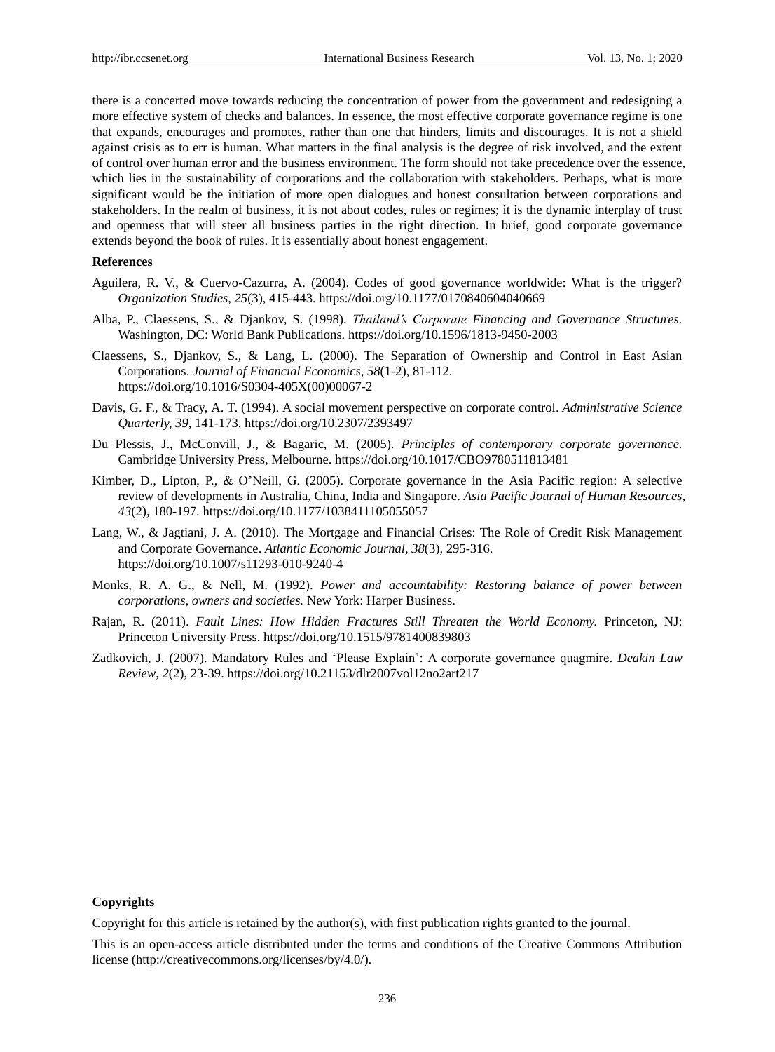there is a concerted move towards reducing the concentration of power from the government and redesigning a more effective system of checks and balances. In essence, the most effective corporate governance regime is one that expands, encourages and promotes, rather than one that hinders, limits and discourages. It is not a shield against crisis as to err is human. What matters in the final analysis is the degree of risk involved, and the extent of control over human error and the business environment. The form should not take precedence over the essence, which lies in the sustainability of corporations and the collaboration with stakeholders. Perhaps, what is more significant would be the initiation of more open dialogues and honest consultation between corporations and stakeholders. In the realm of business, it is not about codes, rules or regimes; it is the dynamic interplay of trust and openness that will steer all business parties in the right direction. In brief, good corporate governance extends beyond the book of rules. It is essentially about honest engagement.

## References

Aguilera, R. V., & Cuervo-Cazurra, A. (2004). Codes of good governance worldwide: What is the trigger? *Organization Studies*, *25*(3), 415-443. https://doi.org/10.1177/0170840604040669

Alba, P., Claessens, S., & Djankov, S. (1998). *Thailand's Corporate Financing and Governance Structures.* Washington, DC: World Bank Publications. https://doi.org/10.1596/1813-9450-2003

Claessens, S., Djankov, S., & Lang, L. (2000). The Separation of Ownership and Control in East Asian Corporations. *Journal of Financial Economics*, *58*(1-2), 81-112. https://doi.org/10.1016/S0304-405X(00)00067-2

Davis, G. F., & Tracy, A. T. (1994). A social movement perspective on corporate control. *Administrative Science Quarterly*, *39*, 141-173. https://doi.org/10.2307/2393497

Du Plessis, J., McConvill, J., & Bagaric, M. (2005). *Principles of contemporary corporate governance.* Cambridge University Press, Melbourne. https://doi.org/10.1017/CBO9780511813481

Kimber, D., Lipton, P., & O'Neill, G. (2005). Corporate governance in the Asia Pacific region: A selective review of developments in Australia, China, India and Singapore. *Asia Pacific Journal of Human Resources*, *43*(2), 180-197. https://doi.org/10.1177/1038411105055057

Lang, W., & Jagtiani, J. A. (2010). The Mortgage and Financial Crises: The Role of Credit Risk Management and Corporate Governance. *Atlantic Economic Journal*, *38*(3), 295-316. https://doi.org/10.1007/s11293-010-9240-4

Monks, R. A. G., & Nell, M. (1992). *Power and accountability: Restoring balance of power between corporations, owners and societies.* New York: Harper Business.

Rajan, R. (2011). *Fault Lines: How Hidden Fractures Still Threaten the World Economy.* Princeton, NJ: Princeton University Press. https://doi.org/10.1515/9781400839803

Zadkovich, J. (2007). Mandatory Rules and 'Please Explain': A corporate governance quagmire. *Deakin Law Review*, *2*(2), 23-39. https://doi.org/10.21153/dlr2007vol12no2art217

## Copyrights

Copyright for this article is retained by the author(s), with first publication rights granted to the journal.

This is an open-access article distributed under the terms and conditions of the Creative Commons Attribution license (http://creativecommons.org/licenses/by/4.0/).